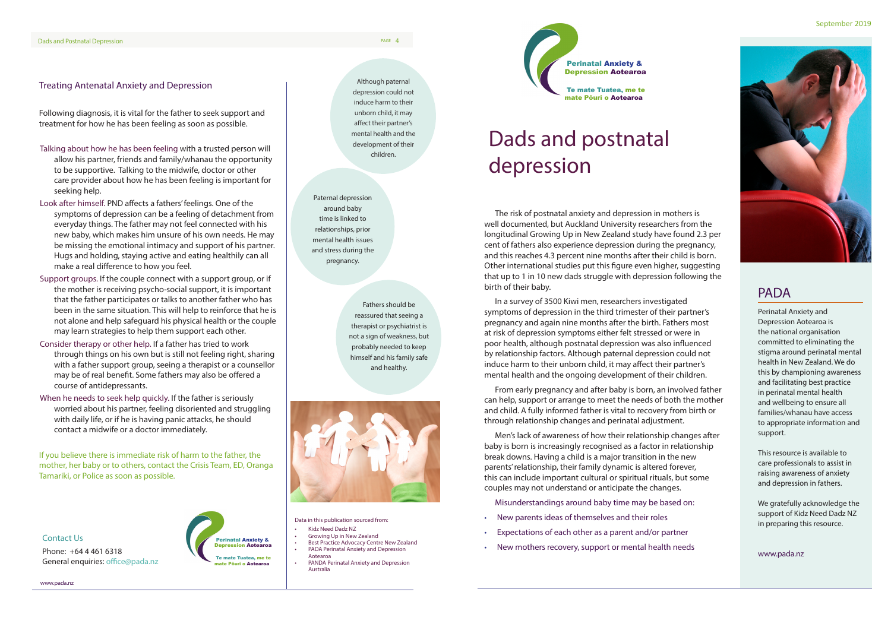## Treating Antenatal Anxiety and Depression

Following diagnosis, it is vital for the father to seek support and treatment for how he has been feeling as soon as possible.

Talking about how he has been feeling with a trusted person will allow his partner, friends and family/whanau the opportunity to be supportive. Talking to the midwife, doctor or other care provider about how he has been feeling is important for seeking help.

Look after himself. PND affects a fathers' feelings. One of the symptoms of depression can be a feeling of detachment from everyday things. The father may not feel connected with his new baby, which makes him unsure of his own needs. He may be missing the emotional intimacy and support of his partner. Hugs and holding, staying active and eating healthily can all make a real difference to how you feel.

Support groups. If the couple connect with a support group, or if the mother is receiving psycho-social support, it is important that the father participates or talks to another father who has been in the same situation. This will help to reinforce that he is not alone and help safeguard his physical health or the couple may learn strategies to help them support each other.

Consider therapy or other help. If a father has tried to work through things on his own but is still not feeling right, sharing with a father support group, seeing a therapist or a counsellor may be of real benefit. Some fathers may also be offered a course of antidepressants.

When he needs to seek help quickly. If the father is seriously worried about his partner, feeling disoriented and struggling with daily life, or if he is having panic attacks, he should contact a midwife or a doctor immediately.

If you believe there is immediate risk of harm to the father, the mother, her baby or to others, contact the Crisis Team, ED, Oranga Tamariki, or Police as soon as possible.

Contact Us

Phone: +64 4 461 6318

General enquiries: office@pada.nz

Perinatal Anxiety & Depression Aotearoa

Te mate Tuatea, me te mate Pōuri o Aotearoa

Although paternal depression could not induce harm to their unborn child, it may affect their partner's mental health and the development of their children.

Paternal depression around baby time is linked to relationships, prior mental health issues and stress during the pregnancy.

Fathers should be reassured that seeing a therapist or psychiatrist is not a sign of weakness, but probably needed to keep himself and his family safe and healthy.

Data in this publication sourced from:

- Kidz Need Dadz NZ
- Growing Up in New Zealand
- Best Practice Advocacy Centre New Zealand
- PADA Perinatal Anxiety and Depression Aotearoa
- PANDA Perinatal Anxiety and Depression Australia

September 2019

Perinatal Anxiety & Depression Aotearoa

Te mate Tuatea, me te mate Pōuri o Aotearoa

# Dads and postnatal depression

The risk of postnatal anxiety and depression in mothers is well documented, but Auckland University researchers from the longitudinal Growing Up in New Zealand study have found 2.3 per cent of fathers also experience depression during the pregnancy, and this reaches 4.3 percent nine months after their child is born. Other international studies put this figure even higher, suggesting that up to 1 in 10 new dads struggle with depression following the birth of their baby.

In a survey of 3500 Kiwi men, researchers investigated symptoms of depression in the third trimester of their partner's pregnancy and again nine months after the birth. Fathers most at risk of depression symptoms either felt stressed or were in poor health, although postnatal depression was also influenced by relationship factors. Although paternal depression could not induce harm to their unborn child, it may affect their partner's mental health and the ongoing development of their children.

From early pregnancy and after baby is born, an involved father can help, support or arrange to meet the needs of both the mother and child. A fully informed father is vital to recovery from birth or through relationship changes and perinatal adjustment.

Men's lack of awareness of how their relationship changes after baby is born is increasingly recognised as a factor in relationship break downs. Having a child is a major transition in the new parents' relationship, their family dynamic is altered forever, this can include important cultural or spiritual rituals, but some couples may not understand or anticipate the changes.

Misunderstandings around baby time may be based on:

- New parents ideas of themselves and their roles
- Expectations of each other as a parent and/or partner
- New mothers recovery, support or mental health needs

## PADA

Perinatal Anxiety and Depression Aotearoa is the national organisation committed to eliminating the stigma around perinatal mental health in New Zealand. We do this by championing awareness and facilitating best practice in perinatal mental health and wellbeing to ensure all families/whanau have access to appropriate information and support.

This resource is available to care professionals to assist in raising awareness of anxiety and depression in fathers.

We gratefully acknowledge the support of Kidz Need Dadz NZ in preparing this resource.

www.pada.nz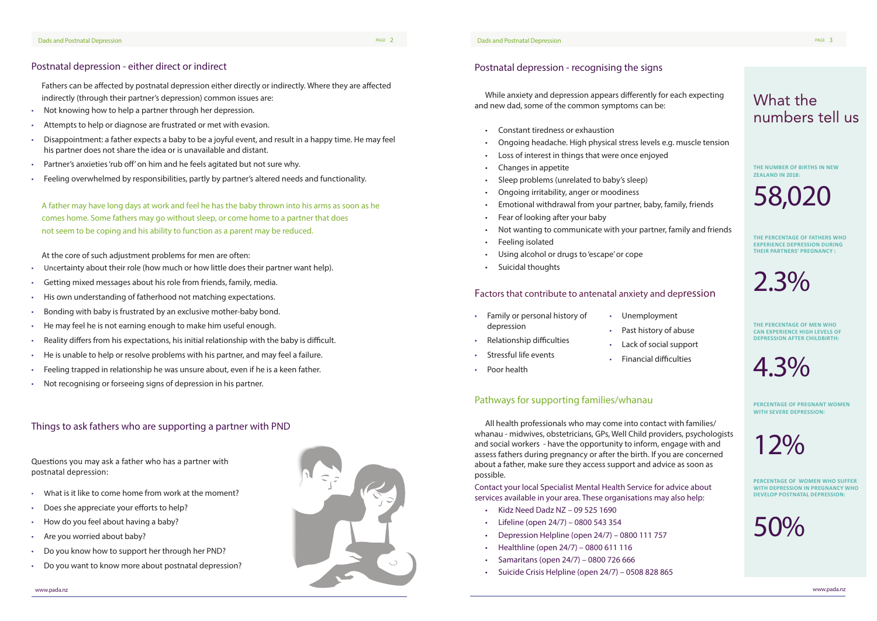## Postnatal depression - either direct or indirect

Fathers can be affected by postnatal depression either directly or indirectly. Where they are affected indirectly (through their partner's depression) common issues are:

- Not knowing how to help a partner through her depression.
- Attempts to help or diagnose are frustrated or met with evasion.
- Disappointment: a father expects a baby to be a joyful event, and result in a happy time. He may feel his partner does not share the idea or is unavailable and distant.
- Partner's anxieties 'rub off' on him and he feels agitated but not sure why.
- Feeling overwhelmed by responsibilities, partly by partner's altered needs and functionality.

A father may have long days at work and feel he has the baby thrown into his arms as soon as he comes home. Some fathers may go without sleep, or come home to a partner that does not seem to be coping and his ability to function as a parent may be reduced.

At the core of such adjustment problems for men are often:

- Uncertainty about their role (how much or how little does their partner want help).
- Getting mixed messages about his role from friends, family, media.
- His own understanding of fatherhood not matching expectations.
- Bonding with baby is frustrated by an exclusive mother-baby bond.
- He may feel he is not earning enough to make him useful enough.
- Reality differs from his expectations, his initial relationship with the baby is difficult.
- He is unable to help or resolve problems with his partner, and may feel a failure.
- Feeling trapped in relationship he was unsure about, even if he is a keen father.
- Not recognising or forseeing signs of depression in his partner.

## Things to ask fathers who are supporting a partner with PND

Questions you may ask a father who has a partner with postnatal depression:

- What is it like to come home from work at the moment?
- Does she appreciate your efforts to help?
- How do you feel about having a baby?
- Are you worried about baby?
- Do you know how to support her through her PND?
- Do you want to know more about postnatal depression?

## Postnatal depression - recognising the signs

While anxiety and depression appears differently for each expecting and new dad, some of the common symptoms can be:

- Constant tiredness or exhaustion
- Ongoing headache. High physical stress levels e.g. muscle tension
- Loss of interest in things that were once enjoyed
- Changes in appetite
- Sleep problems (unrelated to baby's sleep)
- Ongoing irritability, anger or moodiness
- Emotional withdrawal from your partner, baby, family, friends
- Fear of looking after your baby
- Not wanting to communicate with your partner, family and friends
- Feeling isolated
- Using alcohol or drugs to 'escape' or cope
- Suicidal thoughts

## Factors that contribute to antenatal anxiety and depression

- Family or personal history of depression
- Relationship difficulties
- Stressful life events
- Poor health
- Unemployment
- Past history of abuse
- Lack of social support
- Financial difficulties

## Pathways for supporting families/whanau

All health professionals who may come into contact with families/whanau - midwives, obstetricians, GPs, Well Child providers, psychologists and social workers - have the opportunity to inform, engage with and assess fathers during pregnancy or after the birth. If you are concerned about a father, make sure they access support and advice as soon as possible.

Contact your local Specialist Mental Health Service for advice about services available in your area. These organisations may also help:

- Kidz Need Dadz NZ – 09 525 1690
- Lifeline (open 24/7) – 0800 543 354
- Depression Helpline (open 24/7) – 0800 111 757
- Healthline (open 24/7) – 0800 611 116
- Samaritans (open 24/7) – 0800 726 666
- Suicide Crisis Helpline (open 24/7) – 0508 828 865

## What the numbers tell us

**THE NUMBER OF BIRTHS IN NEW ZEALAND IN 2018:**

58,020

**THE PERCENTAGE OF FATHERS WHO EXPERIENCE DEPRESSION DURING THEIR PARTNERS' PREGNANCY :**

2.3%

**THE PERCENTAGE OF MEN WHO CAN EXPERIENCE HIGH LEVELS OF DEPRESSION AFTER CHILDBIRTH:**

4.3%

**PERCENTAGE OF PREGNANT WOMEN WITH SEVERE DEPRESSION:**

12%

**PERCENTAGE OF WOMEN WHO SUFFER WITH DEPRESSION IN PREGNANCY WHO DEVELOP POSTNATAL DEPRESSION:**

50%